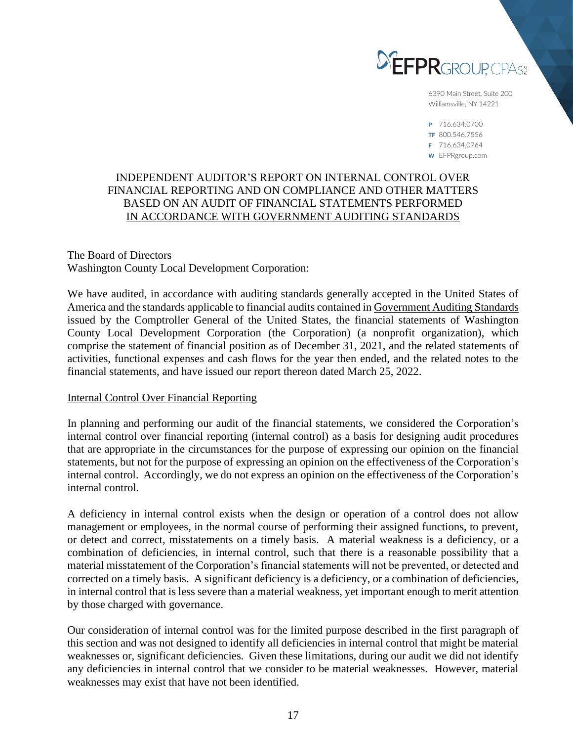EFPR GROUP, CPAs PLLC

6390 Main Street, Suite 200
Williamsville, NY 14221

P 716.634.0700
TF 800.546.7556
F 716.634.0764
W EFPRgroup.com

# INDEPENDENT AUDITOR'S REPORT ON INTERNAL CONTROL OVER FINANCIAL REPORTING AND ON COMPLIANCE AND OTHER MATTERS BASED ON AN AUDIT OF FINANCIAL STATEMENTS PERFORMED IN ACCORDANCE WITH GOVERNMENT AUDITING STANDARDS

The Board of Directors
Washington County Local Development Corporation:

We have audited, in accordance with auditing standards generally accepted in the United States of America and the standards applicable to financial audits contained in Government Auditing Standards issued by the Comptroller General of the United States, the financial statements of Washington County Local Development Corporation (the Corporation) (a nonprofit organization), which comprise the statement of financial position as of December 31, 2021, and the related statements of activities, functional expenses and cash flows for the year then ended, and the related notes to the financial statements, and have issued our report thereon dated March 25, 2022.

## Internal Control Over Financial Reporting

In planning and performing our audit of the financial statements, we considered the Corporation's internal control over financial reporting (internal control) as a basis for designing audit procedures that are appropriate in the circumstances for the purpose of expressing our opinion on the financial statements, but not for the purpose of expressing an opinion on the effectiveness of the Corporation's internal control. Accordingly, we do not express an opinion on the effectiveness of the Corporation's internal control.

A deficiency in internal control exists when the design or operation of a control does not allow management or employees, in the normal course of performing their assigned functions, to prevent, or detect and correct, misstatements on a timely basis. A material weakness is a deficiency, or a combination of deficiencies, in internal control, such that there is a reasonable possibility that a material misstatement of the Corporation's financial statements will not be prevented, or detected and corrected on a timely basis. A significant deficiency is a deficiency, or a combination of deficiencies, in internal control that is less severe than a material weakness, yet important enough to merit attention by those charged with governance.

Our consideration of internal control was for the limited purpose described in the first paragraph of this section and was not designed to identify all deficiencies in internal control that might be material weaknesses or, significant deficiencies. Given these limitations, during our audit we did not identify any deficiencies in internal control that we consider to be material weaknesses. However, material weaknesses may exist that have not been identified.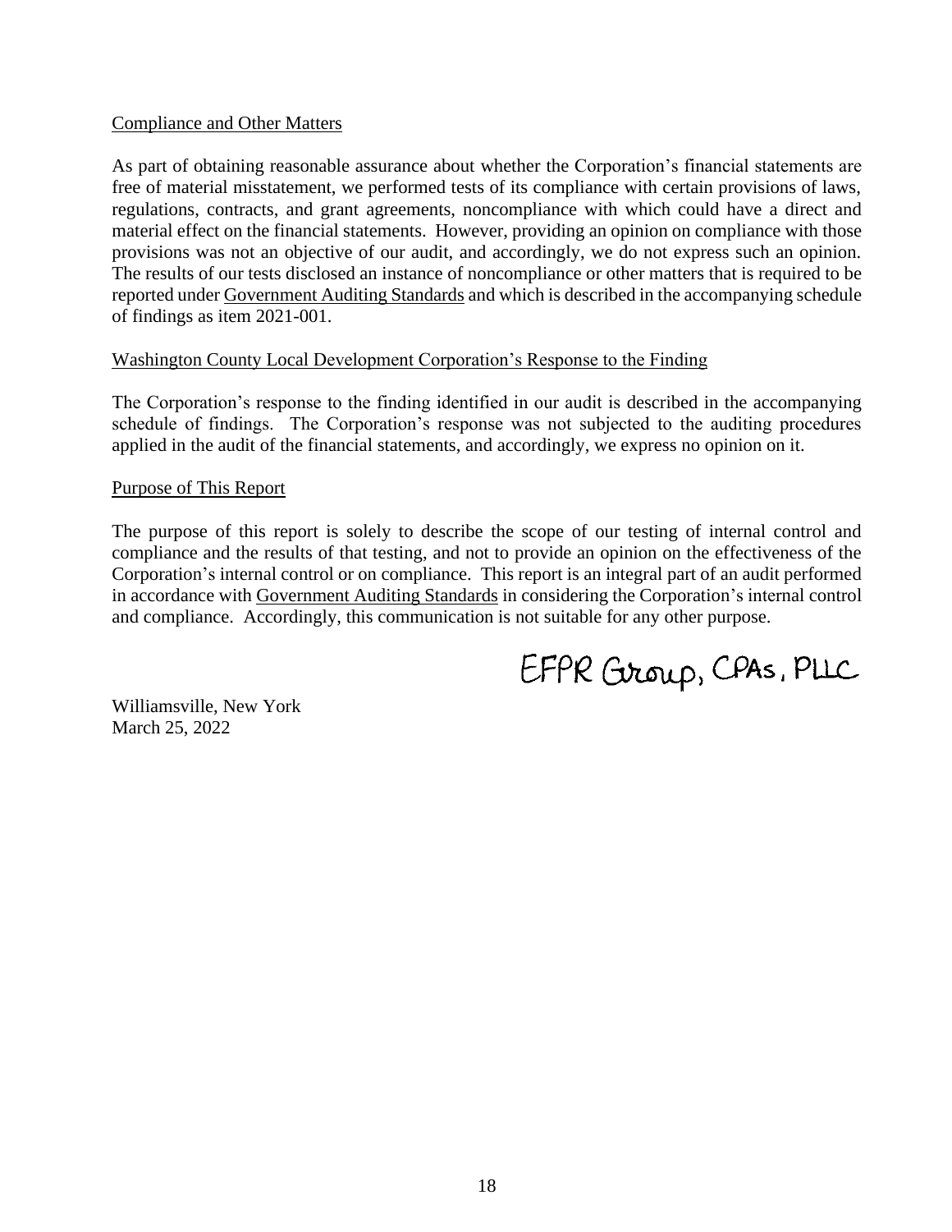Compliance and Other Matters

As part of obtaining reasonable assurance about whether the Corporation's financial statements are free of material misstatement, we performed tests of its compliance with certain provisions of laws, regulations, contracts, and grant agreements, noncompliance with which could have a direct and material effect on the financial statements. However, providing an opinion on compliance with those provisions was not an objective of our audit, and accordingly, we do not express such an opinion. The results of our tests disclosed an instance of noncompliance or other matters that is required to be reported under Government Auditing Standards and which is described in the accompanying schedule of findings as item 2021-001.

Washington County Local Development Corporation's Response to the Finding

The Corporation's response to the finding identified in our audit is described in the accompanying schedule of findings. The Corporation's response was not subjected to the auditing procedures applied in the audit of the financial statements, and accordingly, we express no opinion on it.

Purpose of This Report

The purpose of this report is solely to describe the scope of our testing of internal control and compliance and the results of that testing, and not to provide an opinion on the effectiveness of the Corporation's internal control or on compliance. This report is an integral part of an audit performed in accordance with Government Auditing Standards in considering the Corporation's internal control and compliance. Accordingly, this communication is not suitable for any other purpose.

EFPR Group, CPAs, PLLC

Williamsville, New York
March 25, 2022